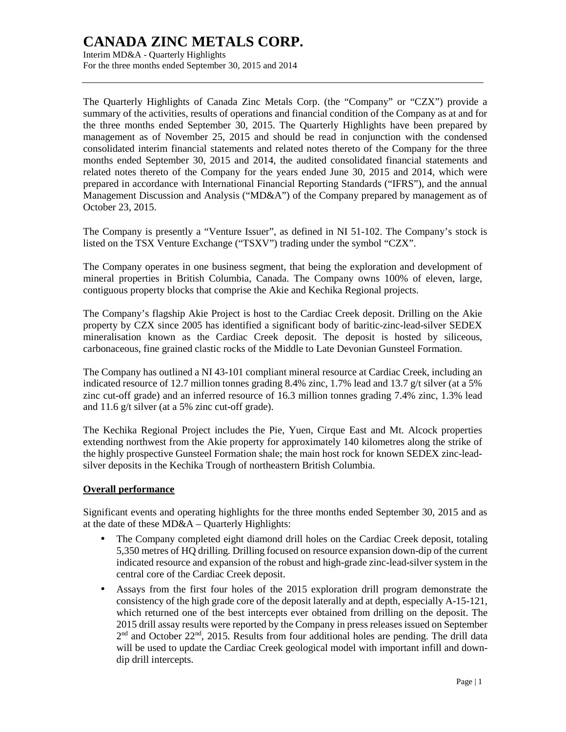# CANADA ZINC METALS CORP.

Interim MD&A - Quarterly Highlights
For the three months ended September 30, 2015 and 2014

The Quarterly Highlights of Canada Zinc Metals Corp. (the "Company" or "CZX") provide a summary of the activities, results of operations and financial condition of the Company as at and for the three months ended September 30, 2015. The Quarterly Highlights have been prepared by management as of November 25, 2015 and should be read in conjunction with the condensed consolidated interim financial statements and related notes thereto of the Company for the three months ended September 30, 2015 and 2014, the audited consolidated financial statements and related notes thereto of the Company for the years ended June 30, 2015 and 2014, which were prepared in accordance with International Financial Reporting Standards ("IFRS"), and the annual Management Discussion and Analysis ("MD&A") of the Company prepared by management as of October 23, 2015.

The Company is presently a "Venture Issuer", as defined in NI 51-102. The Company's stock is listed on the TSX Venture Exchange ("TSXV") trading under the symbol "CZX".

The Company operates in one business segment, that being the exploration and development of mineral properties in British Columbia, Canada. The Company owns 100% of eleven, large, contiguous property blocks that comprise the Akie and Kechika Regional projects.

The Company's flagship Akie Project is host to the Cardiac Creek deposit. Drilling on the Akie property by CZX since 2005 has identified a significant body of baritic-zinc-lead-silver SEDEX mineralisation known as the Cardiac Creek deposit. The deposit is hosted by siliceous, carbonaceous, fine grained clastic rocks of the Middle to Late Devonian Gunsteel Formation.

The Company has outlined a NI 43-101 compliant mineral resource at Cardiac Creek, including an indicated resource of 12.7 million tonnes grading 8.4% zinc, 1.7% lead and 13.7 g/t silver (at a 5% zinc cut-off grade) and an inferred resource of 16.3 million tonnes grading 7.4% zinc, 1.3% lead and 11.6 g/t silver (at a 5% zinc cut-off grade).

The Kechika Regional Project includes the Pie, Yuen, Cirque East and Mt. Alcock properties extending northwest from the Akie property for approximately 140 kilometres along the strike of the highly prospective Gunsteel Formation shale; the main host rock for known SEDEX zinc-lead-silver deposits in the Kechika Trough of northeastern British Columbia.

## Overall performance

Significant events and operating highlights for the three months ended September 30, 2015 and as at the date of these MD&A – Quarterly Highlights:

- The Company completed eight diamond drill holes on the Cardiac Creek deposit, totaling 5,350 metres of HQ drilling. Drilling focused on resource expansion down-dip of the current indicated resource and expansion of the robust and high-grade zinc-lead-silver system in the central core of the Cardiac Creek deposit.
- Assays from the first four holes of the 2015 exploration drill program demonstrate the consistency of the high grade core of the deposit laterally and at depth, especially A-15-121, which returned one of the best intercepts ever obtained from drilling on the deposit. The 2015 drill assay results were reported by the Company in press releases issued on September 2nd and October 22nd, 2015. Results from four additional holes are pending. The drill data will be used to update the Cardiac Creek geological model with important infill and down-dip drill intercepts.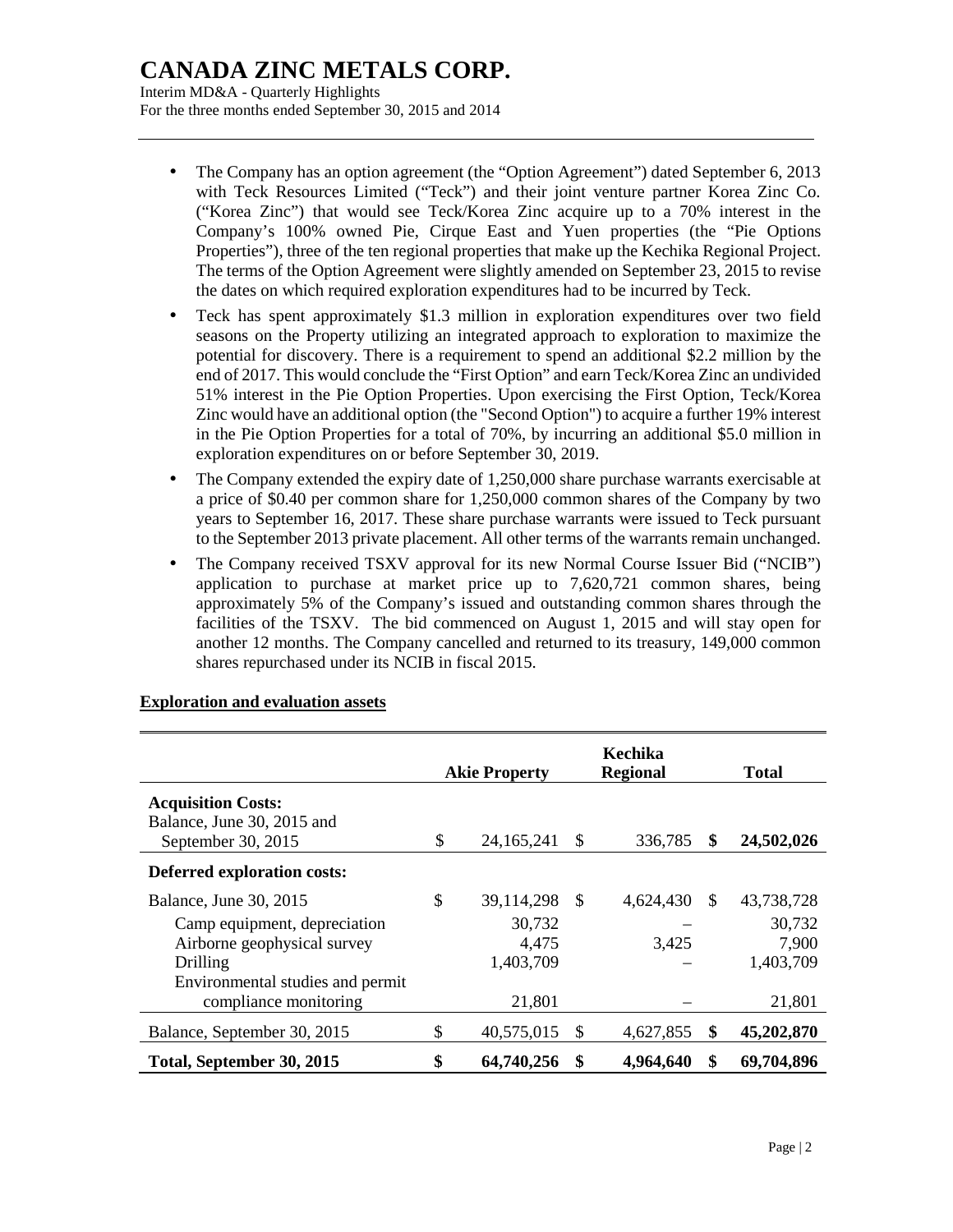- The Company has an option agreement (the "Option Agreement") dated September 6, 2013 with Teck Resources Limited ("Teck") and their joint venture partner Korea Zinc Co. ("Korea Zinc") that would see Teck/Korea Zinc acquire up to a 70% interest in the Company's 100% owned Pie, Cirque East and Yuen properties (the "Pie Options Properties"), three of the ten regional properties that make up the Kechika Regional Project. The terms of the Option Agreement were slightly amended on September 23, 2015 to revise the dates on which required exploration expenditures had to be incurred by Teck.
- Teck has spent approximately $1.3 million in exploration expenditures over two field seasons on the Property utilizing an integrated approach to exploration to maximize the potential for discovery. There is a requirement to spend an additional $2.2 million by the end of 2017. This would conclude the "First Option" and earn Teck/Korea Zinc an undivided 51% interest in the Pie Option Properties. Upon exercising the First Option, Teck/Korea Zinc would have an additional option (the "Second Option") to acquire a further 19% interest in the Pie Option Properties for a total of 70%, by incurring an additional $5.0 million in exploration expenditures on or before September 30, 2019.
- The Company extended the expiry date of 1,250,000 share purchase warrants exercisable at a price of $0.40 per common share for 1,250,000 common shares of the Company by two years to September 16, 2017. These share purchase warrants were issued to Teck pursuant to the September 2013 private placement. All other terms of the warrants remain unchanged.
- The Company received TSXV approval for its new Normal Course Issuer Bid ("NCIB") application to purchase at market price up to 7,620,721 common shares, being approximately 5% of the Company's issued and outstanding common shares through the facilities of the TSXV. The bid commenced on August 1, 2015 and will stay open for another 12 months. The Company cancelled and returned to its treasury, 149,000 common shares repurchased under its NCIB in fiscal 2015.

## Exploration and evaluation assets

| | Akie Property | Kechika Regional | Total |
|---|---|---|---|
| **Acquisition Costs:** | | | |
| Balance, June 30, 2015 and September 30, 2015 | $ 24,165,241 | $ 336,785 | **$ 24,502,026** |
| **Deferred exploration costs:** | | | |
| Balance, June 30, 2015 | $ 39,114,298 | $ 4,624,430 | $ 43,738,728 |
| Camp equipment, depreciation | 30,732 | – | 30,732 |
| Airborne geophysical survey | 4,475 | 3,425 | 7,900 |
| Drilling | 1,403,709 | – | 1,403,709 |
| Environmental studies and permit compliance monitoring | 21,801 | – | 21,801 |
| Balance, September 30, 2015 | $ 40,575,015 | $ 4,627,855 | **$ 45,202,870** |
| **Total, September 30, 2015** | **$ 64,740,256** | **$ 4,964,640** | **$ 69,704,896** |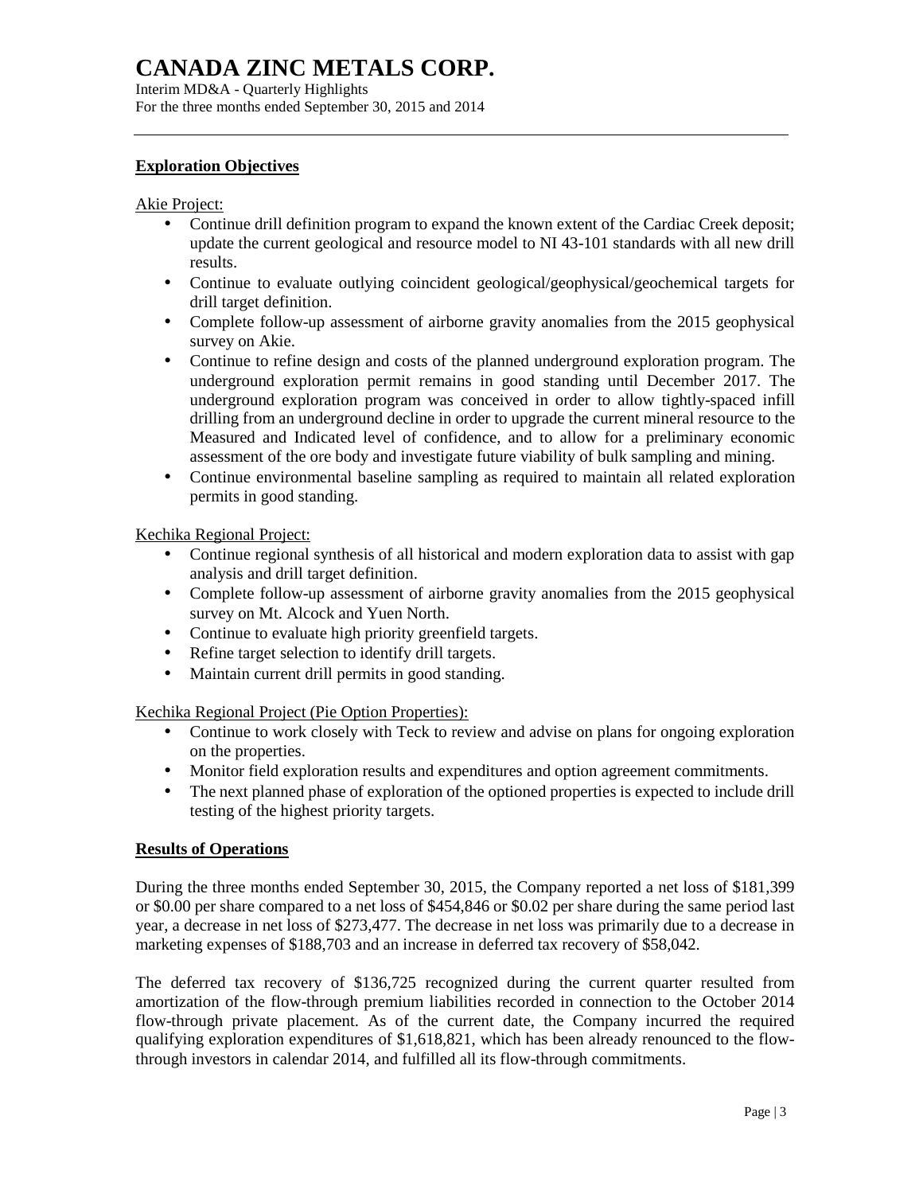## Exploration Objectives

Akie Project:

- Continue drill definition program to expand the known extent of the Cardiac Creek deposit; update the current geological and resource model to NI 43-101 standards with all new drill results.
- Continue to evaluate outlying coincident geological/geophysical/geochemical targets for drill target definition.
- Complete follow-up assessment of airborne gravity anomalies from the 2015 geophysical survey on Akie.
- Continue to refine design and costs of the planned underground exploration program. The underground exploration permit remains in good standing until December 2017. The underground exploration program was conceived in order to allow tightly-spaced infill drilling from an underground decline in order to upgrade the current mineral resource to the Measured and Indicated level of confidence, and to allow for a preliminary economic assessment of the ore body and investigate future viability of bulk sampling and mining.
- Continue environmental baseline sampling as required to maintain all related exploration permits in good standing.

Kechika Regional Project:

- Continue regional synthesis of all historical and modern exploration data to assist with gap analysis and drill target definition.
- Complete follow-up assessment of airborne gravity anomalies from the 2015 geophysical survey on Mt. Alcock and Yuen North.
- Continue to evaluate high priority greenfield targets.
- Refine target selection to identify drill targets.
- Maintain current drill permits in good standing.

Kechika Regional Project (Pie Option Properties):

- Continue to work closely with Teck to review and advise on plans for ongoing exploration on the properties.
- Monitor field exploration results and expenditures and option agreement commitments.
- The next planned phase of exploration of the optioned properties is expected to include drill testing of the highest priority targets.

## Results of Operations

During the three months ended September 30, 2015, the Company reported a net loss of $181,399 or $0.00 per share compared to a net loss of $454,846 or $0.02 per share during the same period last year, a decrease in net loss of $273,477. The decrease in net loss was primarily due to a decrease in marketing expenses of $188,703 and an increase in deferred tax recovery of $58,042.

The deferred tax recovery of $136,725 recognized during the current quarter resulted from amortization of the flow-through premium liabilities recorded in connection to the October 2014 flow-through private placement. As of the current date, the Company incurred the required qualifying exploration expenditures of $1,618,821, which has been already renounced to the flow-through investors in calendar 2014, and fulfilled all its flow-through commitments.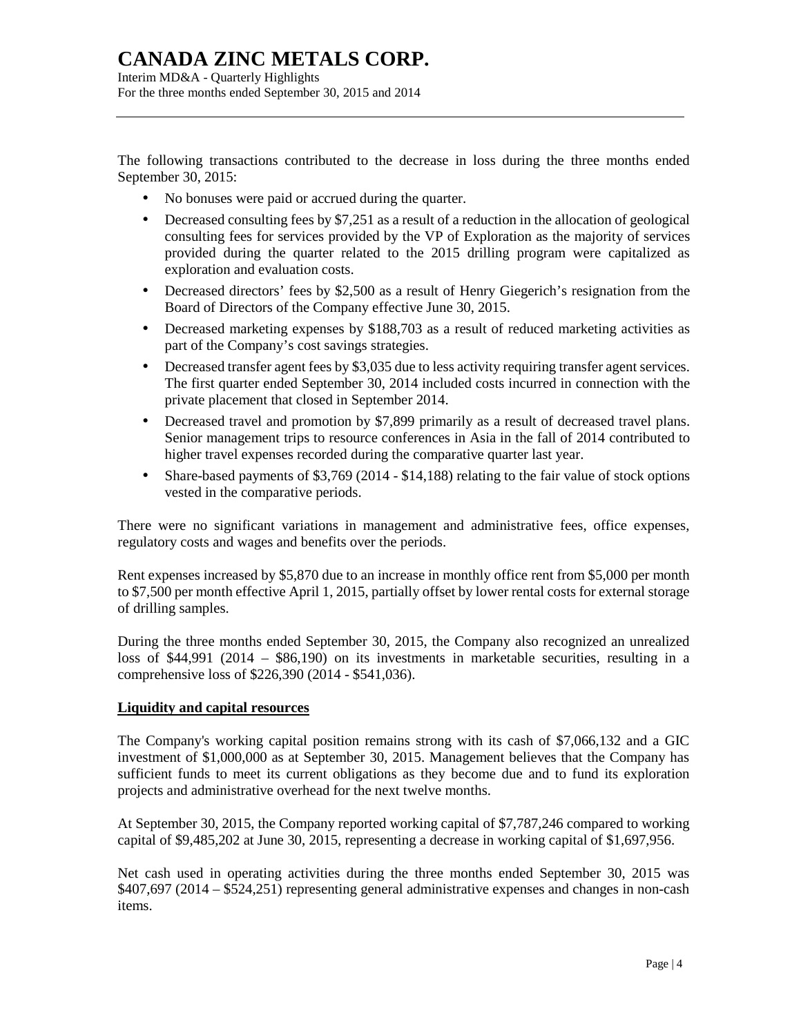The following transactions contributed to the decrease in loss during the three months ended September 30, 2015:

- No bonuses were paid or accrued during the quarter.
- Decreased consulting fees by $7,251 as a result of a reduction in the allocation of geological consulting fees for services provided by the VP of Exploration as the majority of services provided during the quarter related to the 2015 drilling program were capitalized as exploration and evaluation costs.
- Decreased directors' fees by $2,500 as a result of Henry Giegerich's resignation from the Board of Directors of the Company effective June 30, 2015.
- Decreased marketing expenses by $188,703 as a result of reduced marketing activities as part of the Company's cost savings strategies.
- Decreased transfer agent fees by $3,035 due to less activity requiring transfer agent services. The first quarter ended September 30, 2014 included costs incurred in connection with the private placement that closed in September 2014.
- Decreased travel and promotion by $7,899 primarily as a result of decreased travel plans. Senior management trips to resource conferences in Asia in the fall of 2014 contributed to higher travel expenses recorded during the comparative quarter last year.
- Share-based payments of $3,769 (2014 - $14,188) relating to the fair value of stock options vested in the comparative periods.

There were no significant variations in management and administrative fees, office expenses, regulatory costs and wages and benefits over the periods.

Rent expenses increased by $5,870 due to an increase in monthly office rent from $5,000 per month to $7,500 per month effective April 1, 2015, partially offset by lower rental costs for external storage of drilling samples.

During the three months ended September 30, 2015, the Company also recognized an unrealized loss of $44,991 (2014 – $86,190) on its investments in marketable securities, resulting in a comprehensive loss of $226,390 (2014 - $541,036).

## Liquidity and capital resources

The Company's working capital position remains strong with its cash of $7,066,132 and a GIC investment of $1,000,000 as at September 30, 2015. Management believes that the Company has sufficient funds to meet its current obligations as they become due and to fund its exploration projects and administrative overhead for the next twelve months.

At September 30, 2015, the Company reported working capital of $7,787,246 compared to working capital of $9,485,202 at June 30, 2015, representing a decrease in working capital of $1,697,956.

Net cash used in operating activities during the three months ended September 30, 2015 was $407,697 (2014 – $524,251) representing general administrative expenses and changes in non-cash items.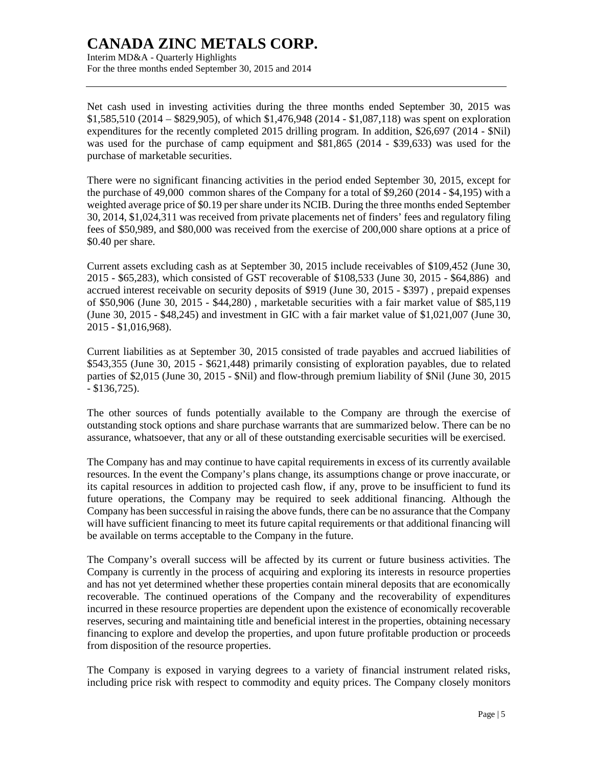Net cash used in investing activities during the three months ended September 30, 2015 was $1,585,510 (2014 – $829,905), of which $1,476,948 (2014 - $1,087,118) was spent on exploration expenditures for the recently completed 2015 drilling program. In addition, $26,697 (2014 - $Nil) was used for the purchase of camp equipment and $81,865 (2014 - $39,633) was used for the purchase of marketable securities.

There were no significant financing activities in the period ended September 30, 2015, except for the purchase of 49,000 common shares of the Company for a total of $9,260 (2014 - $4,195) with a weighted average price of $0.19 per share under its NCIB. During the three months ended September 30, 2014, $1,024,311 was received from private placements net of finders' fees and regulatory filing fees of $50,989, and $80,000 was received from the exercise of 200,000 share options at a price of $0.40 per share.

Current assets excluding cash as at September 30, 2015 include receivables of $109,452 (June 30, 2015 - $65,283), which consisted of GST recoverable of $108,533 (June 30, 2015 - $64,886) and accrued interest receivable on security deposits of $919 (June 30, 2015 - $397) , prepaid expenses of $50,906 (June 30, 2015 - $44,280) , marketable securities with a fair market value of $85,119 (June 30, 2015 - $48,245) and investment in GIC with a fair market value of $1,021,007 (June 30, 2015 - $1,016,968).

Current liabilities as at September 30, 2015 consisted of trade payables and accrued liabilities of $543,355 (June 30, 2015 - $621,448) primarily consisting of exploration payables, due to related parties of $2,015 (June 30, 2015 - $Nil) and flow-through premium liability of $Nil (June 30, 2015 - $136,725).

The other sources of funds potentially available to the Company are through the exercise of outstanding stock options and share purchase warrants that are summarized below. There can be no assurance, whatsoever, that any or all of these outstanding exercisable securities will be exercised.

The Company has and may continue to have capital requirements in excess of its currently available resources. In the event the Company's plans change, its assumptions change or prove inaccurate, or its capital resources in addition to projected cash flow, if any, prove to be insufficient to fund its future operations, the Company may be required to seek additional financing. Although the Company has been successful in raising the above funds, there can be no assurance that the Company will have sufficient financing to meet its future capital requirements or that additional financing will be available on terms acceptable to the Company in the future.

The Company's overall success will be affected by its current or future business activities. The Company is currently in the process of acquiring and exploring its interests in resource properties and has not yet determined whether these properties contain mineral deposits that are economically recoverable. The continued operations of the Company and the recoverability of expenditures incurred in these resource properties are dependent upon the existence of economically recoverable reserves, securing and maintaining title and beneficial interest in the properties, obtaining necessary financing to explore and develop the properties, and upon future profitable production or proceeds from disposition of the resource properties.

The Company is exposed in varying degrees to a variety of financial instrument related risks, including price risk with respect to commodity and equity prices. The Company closely monitors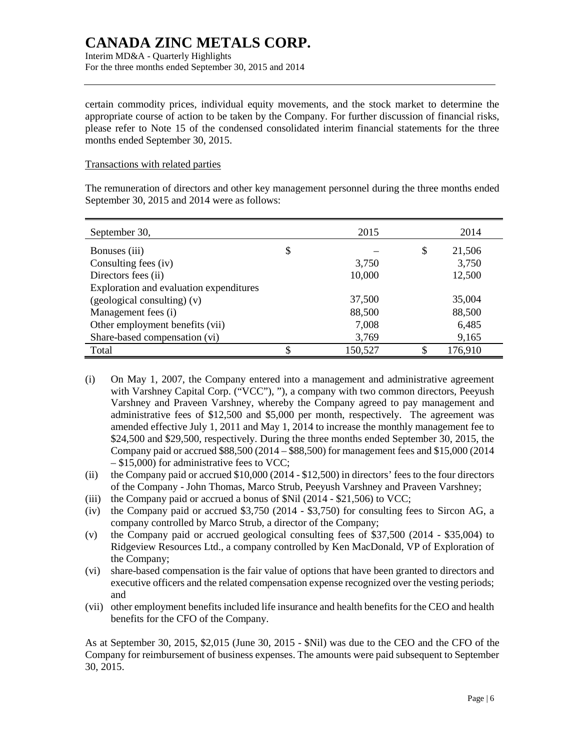certain commodity prices, individual equity movements, and the stock market to determine the appropriate course of action to be taken by the Company. For further discussion of financial risks, please refer to Note 15 of the condensed consolidated interim financial statements for the three months ended September 30, 2015.

Transactions with related parties

The remuneration of directors and other key management personnel during the three months ended September 30, 2015 and 2014 were as follows:

| September 30, | 2015 | 2014 |
|---|---|---|
| Bonuses (iii) | $ – | $ 21,506 |
| Consulting fees (iv) | 3,750 | 3,750 |
| Directors fees (ii) | 10,000 | 12,500 |
| Exploration and evaluation expenditures (geological consulting) (v) | 37,500 | 35,004 |
| Management fees (i) | 88,500 | 88,500 |
| Other employment benefits (vii) | 7,008 | 6,485 |
| Share-based compensation (vi) | 3,769 | 9,165 |
| Total | $ 150,527 | $ 176,910 |

(i) On May 1, 2007, the Company entered into a management and administrative agreement with Varshney Capital Corp. ("VCC"), "), a company with two common directors, Peeyush Varshney and Praveen Varshney, whereby the Company agreed to pay management and administrative fees of $12,500 and $5,000 per month, respectively. The agreement was amended effective July 1, 2011 and May 1, 2014 to increase the monthly management fee to $24,500 and $29,500, respectively. During the three months ended September 30, 2015, the Company paid or accrued $88,500 (2014 – $88,500) for management fees and $15,000 (2014 – $15,000) for administrative fees to VCC;

(ii) the Company paid or accrued $10,000 (2014 - $12,500) in directors' fees to the four directors of the Company - John Thomas, Marco Strub, Peeyush Varshney and Praveen Varshney;

(iii) the Company paid or accrued a bonus of $Nil (2014 - $21,506) to VCC;

(iv) the Company paid or accrued $3,750 (2014 - $3,750) for consulting fees to Sircon AG, a company controlled by Marco Strub, a director of the Company;

(v) the Company paid or accrued geological consulting fees of $37,500 (2014 - $35,004) to Ridgeview Resources Ltd., a company controlled by Ken MacDonald, VP of Exploration of the Company;

(vi) share-based compensation is the fair value of options that have been granted to directors and executive officers and the related compensation expense recognized over the vesting periods; and

(vii) other employment benefits included life insurance and health benefits for the CEO and health benefits for the CFO of the Company.

As at September 30, 2015, $2,015 (June 30, 2015 - $Nil) was due to the CEO and the CFO of the Company for reimbursement of business expenses. The amounts were paid subsequent to September 30, 2015.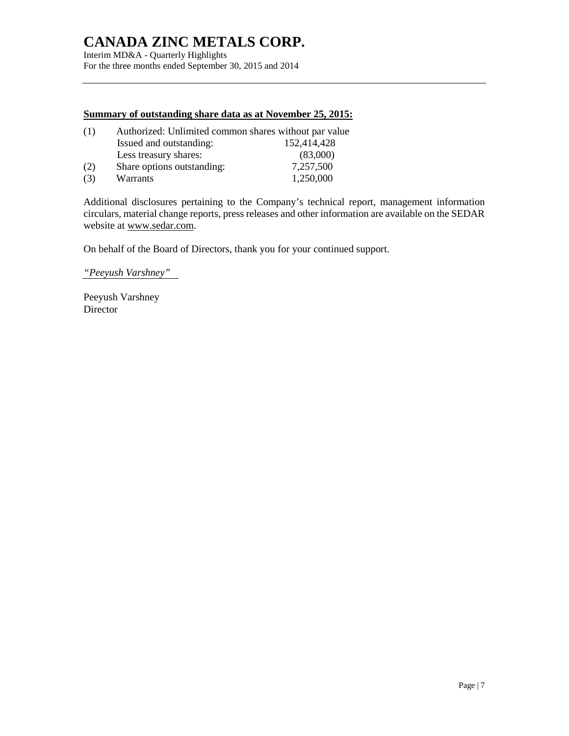**Summary of outstanding share data as at November 25, 2015:**

| | | |
|---|---|---|
| (1) | Authorized: Unlimited common shares without par value | |
| | Issued and outstanding: | 152,414,428 |
| | Less treasury shares: | (83,000) |
| (2) | Share options outstanding: | 7,257,500 |
| (3) | Warrants | 1,250,000 |

Additional disclosures pertaining to the Company's technical report, management information circulars, material change reports, press releases and other information are available on the SEDAR website at www.sedar.com.

On behalf of the Board of Directors, thank you for your continued support.

*"Peeyush Varshney"*

Peeyush Varshney
Director